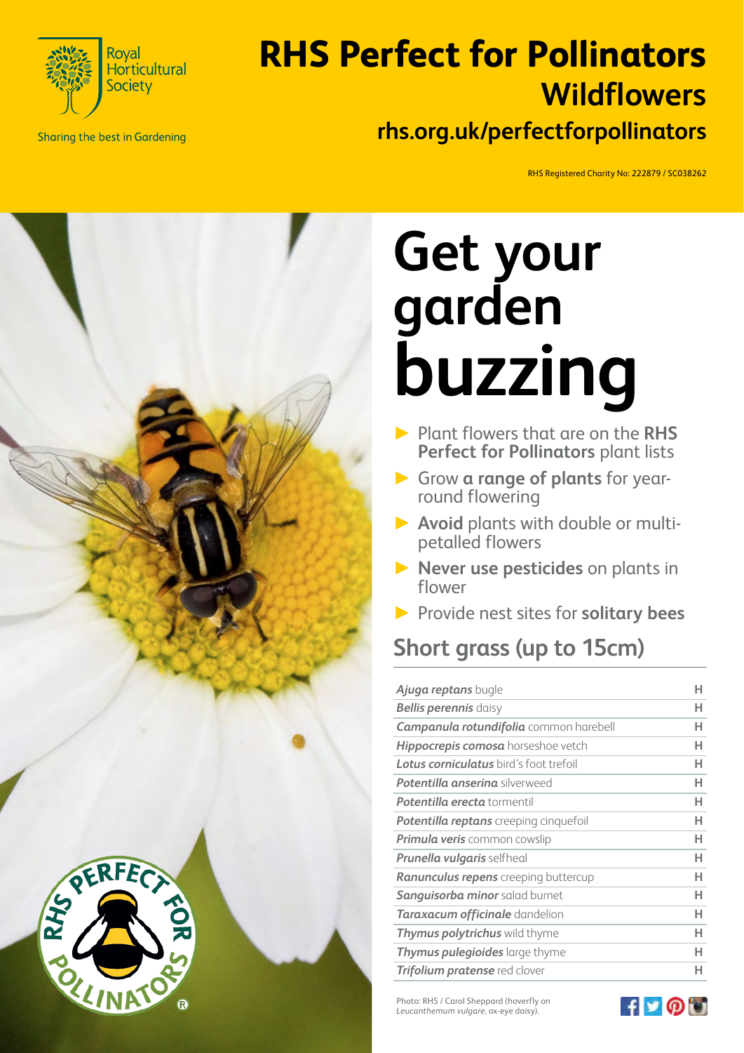Royal Horticultural Society

Sharing the best in Gardening

# RHS Perfect for Pollinators Wildflowers

## rhs.org.uk/perfectforpollinators

RHS Registered Charity No: 222879 / SC038262

# Get your garden buzzing

- Plant flowers that are on the **RHS Perfect for Pollinators** plant lists
- Grow **a range of plants** for year-round flowering
- **Avoid** plants with double or multi-petalled flowers
- **Never use pesticides** on plants in flower
- Provide nest sites for **solitary bees**

## Short grass (up to 15cm)

| Plant | |
|---|---|
| ***Ajuga reptans*** bugle | H |
| ***Bellis perennis*** daisy | H |
| ***Campanula rotundifolia*** common harebell | H |
| ***Hippocrepis comosa*** horseshoe vetch | H |
| ***Lotus corniculatus*** bird's foot trefoil | H |
| ***Potentilla anserina*** silverweed | H |
| ***Potentilla erecta*** tormentil | H |
| ***Potentilla reptans*** creeping cinquefoil | H |
| ***Primula veris*** common cowslip | H |
| ***Prunella vulgaris*** selfheal | H |
| ***Ranunculus repens*** creeping buttercup | H |
| ***Sanguisorba minor*** salad burnet | H |
| ***Taraxacum officinale*** dandelion | H |
| ***Thymus polytrichus*** wild thyme | H |
| ***Thymus pulegioides*** large thyme | H |
| ***Trifolium pratense*** red clover | H |

Photo: RHS / Carol Sheppard (hoverfly on *Leucanthemum vulgare*, ox-eye daisy).

RHS PERFECT FOR POLLINATORS®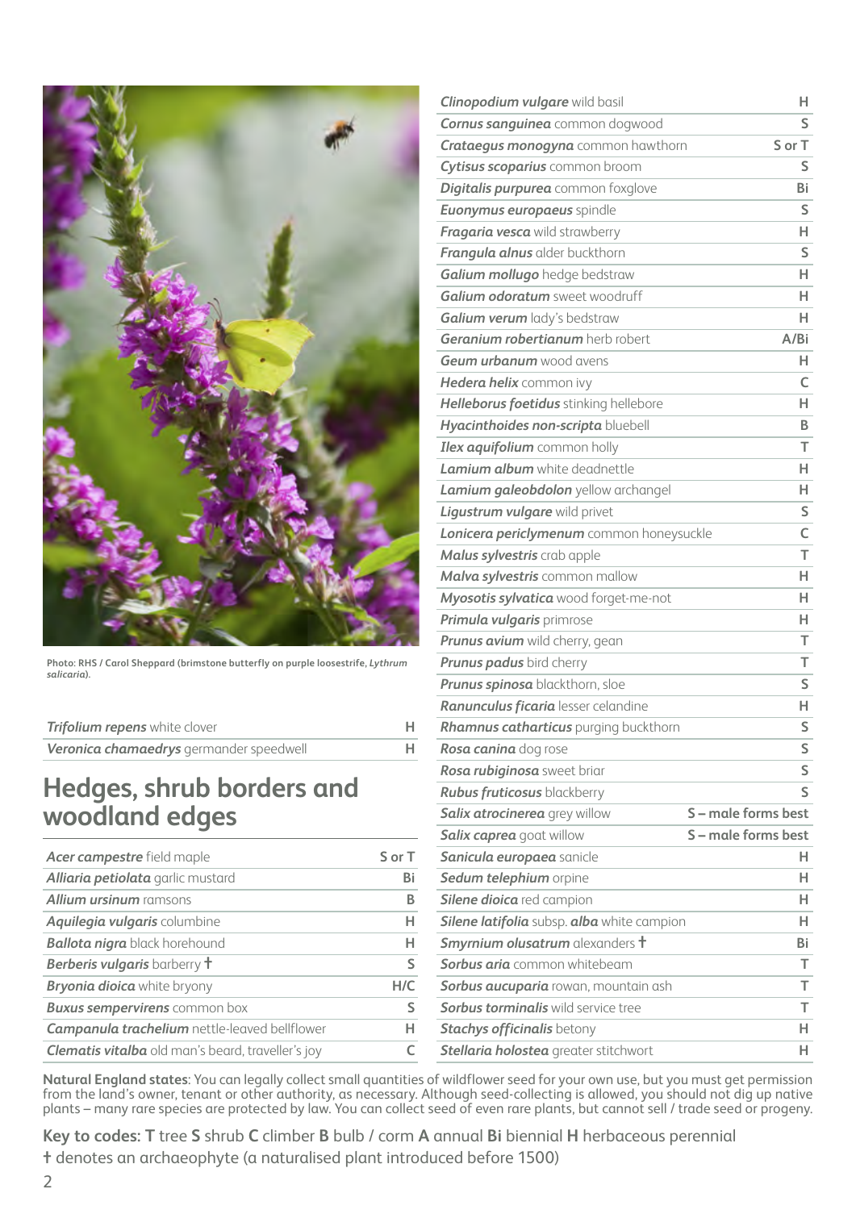Photo: RHS / Carol Sheppard (brimstone butterfly on purple loosestrife, *Lythrum salicaria*).

| | |
|---|---|
| ***Trifolium repens*** white clover | H |
| ***Veronica chamaedrys*** germander speedwell | H |

## Hedges, shrub borders and woodland edges

| | |
|---|---|
| ***Acer campestre*** field maple | S or T |
| ***Alliaria petiolata*** garlic mustard | Bi |
| ***Allium ursinum*** ramsons | B |
| ***Aquilegia vulgaris*** columbine | H |
| ***Ballota nigra*** black horehound | H |
| ***Berberis vulgaris*** barberry † | S |
| ***Bryonia dioica*** white bryony | H/C |
| ***Buxus sempervirens*** common box | S |
| ***Campanula trachelium*** nettle-leaved bellflower | H |
| ***Clematis vitalba*** old man's beard, traveller's joy | C |
| ***Clinopodium vulgare*** wild basil | H |
| ***Cornus sanguinea*** common dogwood | S |
| ***Crataegus monogyna*** common hawthorn | S or T |
| ***Cytisus scoparius*** common broom | S |
| ***Digitalis purpurea*** common foxglove | Bi |
| ***Euonymus europaeus*** spindle | S |
| ***Fragaria vesca*** wild strawberry | H |
| ***Frangula alnus*** alder buckthorn | S |
| ***Galium mollugo*** hedge bedstraw | H |
| ***Galium odoratum*** sweet woodruff | H |
| ***Galium verum*** lady's bedstraw | H |
| ***Geranium robertianum*** herb robert | A/Bi |
| ***Geum urbanum*** wood avens | H |
| ***Hedera helix*** common ivy | C |
| ***Helleborus foetidus*** stinking hellebore | H |
| ***Hyacinthoides non-scripta*** bluebell | B |
| ***Ilex aquifolium*** common holly | T |
| ***Lamium album*** white deadnettle | H |
| ***Lamium galeobdolon*** yellow archangel | H |
| ***Ligustrum vulgare*** wild privet | S |
| ***Lonicera periclymenum*** common honeysuckle | C |
| ***Malus sylvestris*** crab apple | T |
| ***Malva sylvestris*** common mallow | H |
| ***Myosotis sylvatica*** wood forget-me-not | H |
| ***Primula vulgaris*** primrose | H |
| ***Prunus avium*** wild cherry, gean | T |
| ***Prunus padus*** bird cherry | T |
| ***Prunus spinosa*** blackthorn, sloe | S |
| ***Ranunculus ficaria*** lesser celandine | H |
| ***Rhamnus cathartica*** purging buckthorn | S |
| ***Rosa canina*** dog rose | S |
| ***Rosa rubiginosa*** sweet briar | S |
| ***Rubus fruticosus*** blackberry | S |
| ***Salix atrocinerea*** grey willow | S – male forms best |
| ***Salix caprea*** goat willow | S – male forms best |
| ***Sanicula europaea*** sanicle | H |
| ***Sedum telephium*** orpine | H |
| ***Silene dioica*** red campion | H |
| ***Silene latifolia*** subsp. ***alba*** white campion | H |
| ***Smyrnium olusatrum*** alexanders † | Bi |
| ***Sorbus aria*** common whitebeam | T |
| ***Sorbus aucuparia*** rowan, mountain ash | T |
| ***Sorbus torminalis*** wild service tree | T |
| ***Stachys officinalis*** betony | H |
| ***Stellaria holostea*** greater stitchwort | H |

**Natural England states**: You can legally collect small quantities of wildflower seed for your own use, but you must get permission from the land's owner, tenant or other authority, as necessary. Although seed-collecting is allowed, you should not dig up native plants – many rare species are protected by law. You can collect seed of even rare plants, but cannot sell / trade seed or progeny.

**Key to codes: T** tree **S** shrub **C** climber **B** bulb / corm **A** annual **Bi** biennial **H** herbaceous perennial
† denotes an archaeophyte (a naturalised plant introduced before 1500)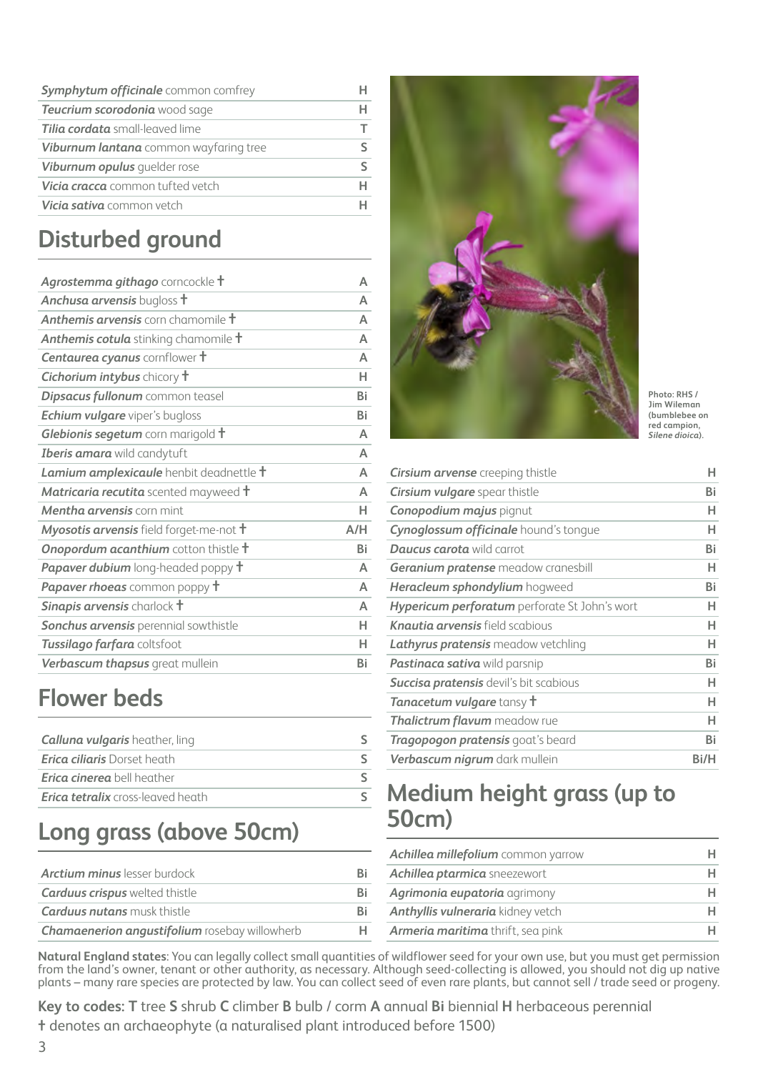| Species | Code |
|---|---|
| ***Symphytum officinale*** common comfrey | H |
| ***Teucrium scorodonia*** wood sage | H |
| ***Tilia cordata*** small-leaved lime | T |
| ***Viburnum lantana*** common wayfaring tree | S |
| ***Viburnum opulus*** guelder rose | S |
| ***Vicia cracca*** common tufted vetch | H |
| ***Vicia sativa*** common vetch | H |

## Disturbed ground

| Species | Code |
|---|---|
| ***Agrostemma githago*** corncockle † | A |
| ***Anchusa arvensis*** bugloss † | A |
| ***Anthemis arvensis*** corn chamomile † | A |
| ***Anthemis cotula*** stinking chamomile † | A |
| ***Centaurea cyanus*** cornflower † | A |
| ***Cichorium intybus*** chicory † | H |
| ***Dipsacus fullonum*** common teasel | Bi |
| ***Echium vulgare*** viper's bugloss | Bi |
| ***Glebionis segetum*** corn marigold † | A |
| ***Iberis amara*** wild candytuft | A |
| ***Lamium amplexicaule*** henbit deadnettle † | A |
| ***Matricaria recutita*** scented mayweed † | A |
| ***Mentha arvensis*** corn mint | H |
| ***Myosotis arvensis*** field forget-me-not † | A/H |
| ***Onopordum acanthium*** cotton thistle † | Bi |
| ***Papaver dubium*** long-headed poppy † | A |
| ***Papaver rhoeas*** common poppy † | A |
| ***Sinapis arvensis*** charlock † | A |
| ***Sonchus arvensis*** perennial sowthistle | H |
| ***Tussilago farfara*** coltsfoot | H |
| ***Verbascum thapsus*** great mullein | Bi |

## Flower beds

| Species | Code |
|---|---|
| ***Calluna vulgaris*** heather, ling | S |
| ***Erica ciliaris*** Dorset heath | S |
| ***Erica cinerea*** bell heather | S |
| ***Erica tetralix*** cross-leaved heath | S |

## Long grass (above 50cm)

| Species | Code |
|---|---|
| ***Arctium minus*** lesser burdock | Bi |
| ***Carduus crispus*** welted thistle | Bi |
| ***Carduus nutans*** musk thistle | Bi |
| ***Chamaenerion angustifolium*** rosebay willowherb | H |
| ***Cirsium arvense*** creeping thistle | H |
| ***Cirsium vulgare*** spear thistle | Bi |
| ***Conopodium majus*** pignut | H |
| ***Cynoglossum officinale*** hound's tongue | H |
| ***Daucus carota*** wild carrot | Bi |
| ***Geranium pratense*** meadow cranesbill | H |
| ***Heracleum sphondylium*** hogweed | Bi |
| ***Hypericum perforatum*** perforate St John's wort | H |
| ***Knautia arvensis*** field scabious | H |
| ***Lathyrus pratensis*** meadow vetchling | H |
| ***Pastinaca sativa*** wild parsnip | Bi |
| ***Succisa pratensis*** devil's bit scabious | H |
| ***Tanacetum vulgare*** tansy † | H |
| ***Thalictrum flavum*** meadow rue | H |
| ***Tragopogon pratensis*** goat's beard | Bi |
| ***Verbascum nigrum*** dark mullein | Bi/H |

Photo: RHS / Jim Wileman (bumblebee on red campion, *Silene dioica*).

## Medium height grass (up to 50cm)

| Species | Code |
|---|---|
| ***Achillea millefolium*** common yarrow | H |
| ***Achillea ptarmica*** sneezewort | H |
| ***Agrimonia eupatoria*** agrimony | H |
| ***Anthyllis vulneraria*** kidney vetch | H |
| ***Armeria maritima*** thrift, sea pink | H |

**Natural England states**: You can legally collect small quantities of wildflower seed for your own use, but you must get permission from the land's owner, tenant or other authority, as necessary. Although seed-collecting is allowed, you should not dig up native plants – many rare species are protected by law. You can collect seed of even rare plants, but cannot sell / trade seed or progeny.

**Key to codes: T** tree **S** shrub **C** climber **B** bulb / corm **A** annual **Bi** biennial **H** herbaceous perennial

† denotes an archaeophyte (a naturalised plant introduced before 1500)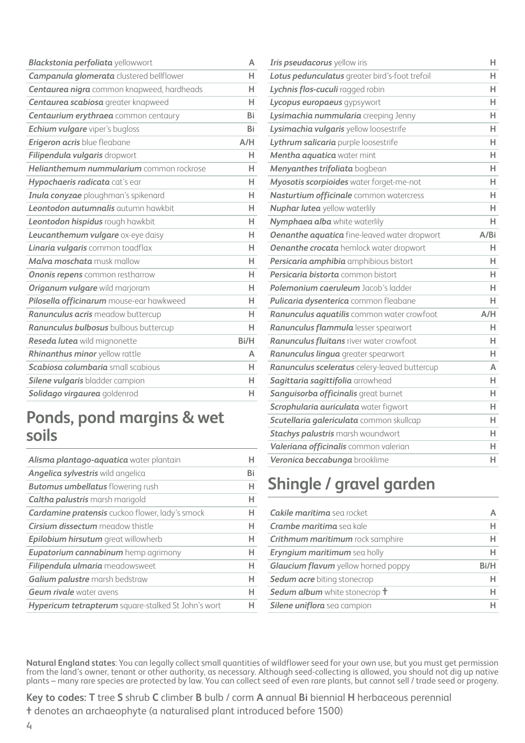| | |
|---|---|
| ***Blackstonia perfoliata*** yellowwort | A |
| ***Campanula glomerata*** clustered bellflower | H |
| ***Centaurea nigra*** common knapweed, hardheads | H |
| ***Centaurea scabiosa*** greater knapweed | H |
| ***Centaurium erythraea*** common centaury | Bi |
| ***Echium vulgare*** viper's bugloss | Bi |
| ***Erigeron acris*** blue fleabane | A/H |
| ***Filipendula vulgaris*** dropwort | H |
| ***Helianthemum nummularium*** common rockrose | H |
| ***Hypochaeris radicata*** cat's ear | H |
| ***Inula conyzae*** ploughman's spikenard | H |
| ***Leontodon autumnalis*** autumn hawkbit | H |
| ***Leontodon hispidus*** rough hawkbit | H |
| ***Leucanthemum vulgare*** ox-eye daisy | H |
| ***Linaria vulgaris*** common toadflax | H |
| ***Malva moschata*** musk mallow | H |
| ***Ononis repens*** common restharrow | H |
| ***Origanum vulgare*** wild marjoram | H |
| ***Pilosella officinarum*** mouse-ear hawkweed | H |
| ***Ranunculus acris*** meadow buttercup | H |
| ***Ranunculus bulbosus*** bulbous buttercup | H |
| ***Reseda lutea*** wild mignonette | Bi/H |
| ***Rhinanthus minor*** yellow rattle | A |
| ***Scabiosa columbaria*** small scabious | H |
| ***Silene vulgaris*** bladder campion | H |
| ***Solidago virgaurea*** goldenrod | H |

## Ponds, pond margins & wet soils

| | |
|---|---|
| ***Alisma plantago-aquatica*** water plantain | H |
| ***Angelica sylvestris*** wild angelica | Bi |
| ***Butomus umbellatus*** flowering rush | H |
| ***Caltha palustris*** marsh marigold | H |
| ***Cardamine pratensis*** cuckoo flower, lady's smock | H |
| ***Cirsium dissectum*** meadow thistle | H |
| ***Epilobium hirsutum*** great willowherb | H |
| ***Eupatorium cannabinum*** hemp agrimony | H |
| ***Filipendula ulmaria*** meadowsweet | H |
| ***Galium palustre*** marsh bedstraw | H |
| ***Geum rivale*** water avens | H |
| ***Hypericum tetrapterum*** square-stalked St John's wort | H |
| ***Iris pseudacorus*** yellow iris | H |
| ***Lotus pedunculatus*** greater bird's-foot trefoil | H |
| ***Lychnis flos-cuculi*** ragged robin | H |
| ***Lycopus europaeus*** gypsywort | H |
| ***Lysimachia nummularia*** creeping Jenny | H |
| ***Lysimachia vulgaris*** yellow loosestrife | H |
| ***Lythrum salicaria*** purple loosestrife | H |
| ***Mentha aquatica*** water mint | H |
| ***Menyanthes trifoliata*** bogbean | H |
| ***Myosotis scorpioides*** water forget-me-not | H |
| ***Nasturtium officinale*** common watercress | H |
| ***Nuphar lutea*** yellow waterlily | H |
| ***Nymphaea alba*** white waterlily | H |
| ***Oenanthe aquatica*** fine-leaved water dropwort | A/Bi |
| ***Oenanthe crocata*** hemlock water dropwort | H |
| ***Persicaria amphibia*** amphibious bistort | H |
| ***Persicaria bistorta*** common bistort | H |
| ***Polemonium caeruleum*** Jacob's ladder | H |
| ***Pulicaria dysenterica*** common fleabane | H |
| ***Ranunculus aquatilis*** common water crowfoot | A/H |
| ***Ranunculus flammula*** lesser spearwort | H |
| ***Ranunculus fluitans*** river water crowfoot | H |
| ***Ranunculus lingua*** greater spearwort | H |
| ***Ranunculus sceleratus*** celery-leaved buttercup | A |
| ***Sagittaria sagittifolia*** arrowhead | H |
| ***Sanguisorba officinalis*** great burnet | H |
| ***Scrophularia auriculata*** water figwort | H |
| ***Scutellaria galericulata*** common skullcap | H |
| ***Stachys palustris*** marsh woundwort | H |
| ***Valeriana officinalis*** common valerian | H |
| ***Veronica beccabunga*** brooklime | H |

## Shingle / gravel garden

| | |
|---|---|
| ***Cakile maritima*** sea rocket | A |
| ***Crambe maritima*** sea kale | H |
| ***Crithmum maritimum*** rock samphire | H |
| ***Eryngium maritimum*** sea holly | H |
| ***Glaucium flavum*** yellow horned poppy | Bi/H |
| ***Sedum acre*** biting stonecrop | H |
| ***Sedum album*** white stonecrop † | H |
| ***Silene uniflora*** sea campion | H |

**Natural England states**: You can legally collect small quantities of wildflower seed for your own use, but you must get permission from the land's owner, tenant or other authority, as necessary. Although seed-collecting is allowed, you should not dig up native plants – many rare species are protected by law. You can collect seed of even rare plants, but cannot sell / trade seed or progeny.

**Key to codes: T** tree **S** shrub **C** climber **B** bulb / corm **A** annual **Bi** biennial **H** herbaceous perennial

**†** denotes an archaeophyte (a naturalised plant introduced before 1500)